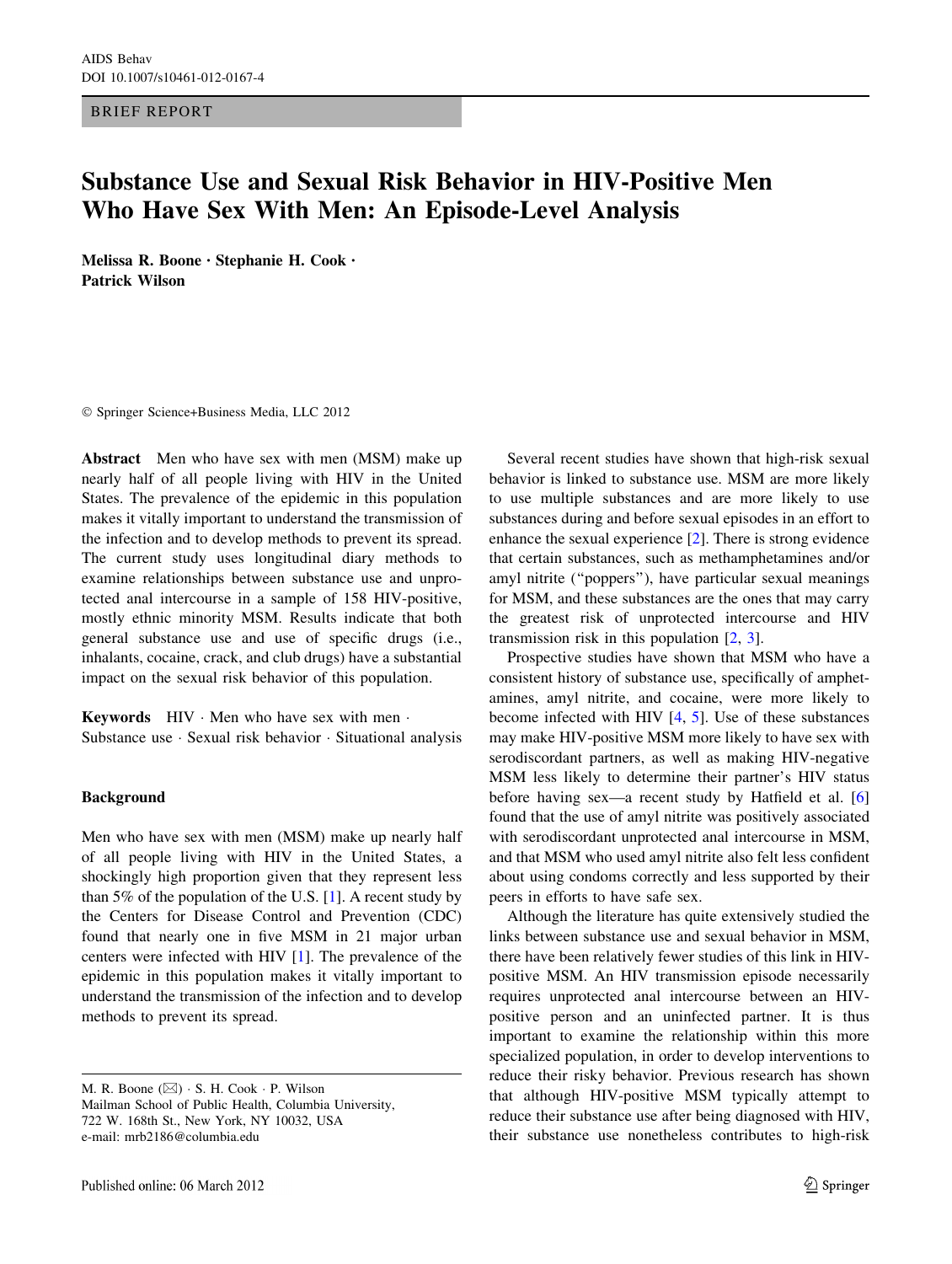BRIEF REPORT

# Substance Use and Sexual Risk Behavior in HIV-Positive Men Who Have Sex With Men: An Episode-Level Analysis

**Melissa R. Boone · Stephanie H. Cook · Patrick Wilson**

© Springer Science+Business Media, LLC 2012

**Abstract** Men who have sex with men (MSM) make up nearly half of all people living with HIV in the United States. The prevalence of the epidemic in this population makes it vitally important to understand the transmission of the infection and to develop methods to prevent its spread. The current study uses longitudinal diary methods to examine relationships between substance use and unprotected anal intercourse in a sample of 158 HIV-positive, mostly ethnic minority MSM. Results indicate that both general substance use and use of specific drugs (i.e., inhalants, cocaine, crack, and club drugs) have a substantial impact on the sexual risk behavior of this population.

**Keywords** HIV · Men who have sex with men · Substance use · Sexual risk behavior · Situational analysis

## Background

Men who have sex with men (MSM) make up nearly half of all people living with HIV in the United States, a shockingly high proportion given that they represent less than 5% of the population of the U.S. [1]. A recent study by the Centers for Disease Control and Prevention (CDC) found that nearly one in five MSM in 21 major urban centers were infected with HIV [1]. The prevalence of the epidemic in this population makes it vitally important to understand the transmission of the infection and to develop methods to prevent its spread.

M. R. Boone (✉) · S. H. Cook · P. Wilson
Mailman School of Public Health, Columbia University, 722 W. 168th St., New York, NY 10032, USA
e-mail: mrb2186@columbia.edu

Several recent studies have shown that high-risk sexual behavior is linked to substance use. MSM are more likely to use multiple substances and are more likely to use substances during and before sexual episodes in an effort to enhance the sexual experience [2]. There is strong evidence that certain substances, such as methamphetamines and/or amyl nitrite ("poppers"), have particular sexual meanings for MSM, and these substances are the ones that may carry the greatest risk of unprotected intercourse and HIV transmission risk in this population [2, 3].

Prospective studies have shown that MSM who have a consistent history of substance use, specifically of amphetamines, amyl nitrite, and cocaine, were more likely to become infected with HIV [4, 5]. Use of these substances may make HIV-positive MSM more likely to have sex with serodiscordant partners, as well as making HIV-negative MSM less likely to determine their partner's HIV status before having sex—a recent study by Hatfield et al. [6] found that the use of amyl nitrite was positively associated with serodiscordant unprotected anal intercourse in MSM, and that MSM who used amyl nitrite also felt less confident about using condoms correctly and less supported by their peers in efforts to have safe sex.

Although the literature has quite extensively studied the links between substance use and sexual behavior in MSM, there have been relatively fewer studies of this link in HIV-positive MSM. An HIV transmission episode necessarily requires unprotected anal intercourse between an HIV-positive person and an uninfected partner. It is thus important to examine the relationship within this more specialized population, in order to develop interventions to reduce their risky behavior. Previous research has shown that although HIV-positive MSM typically attempt to reduce their substance use after being diagnosed with HIV, their substance use nonetheless contributes to high-risk

Published online: 06 March 2012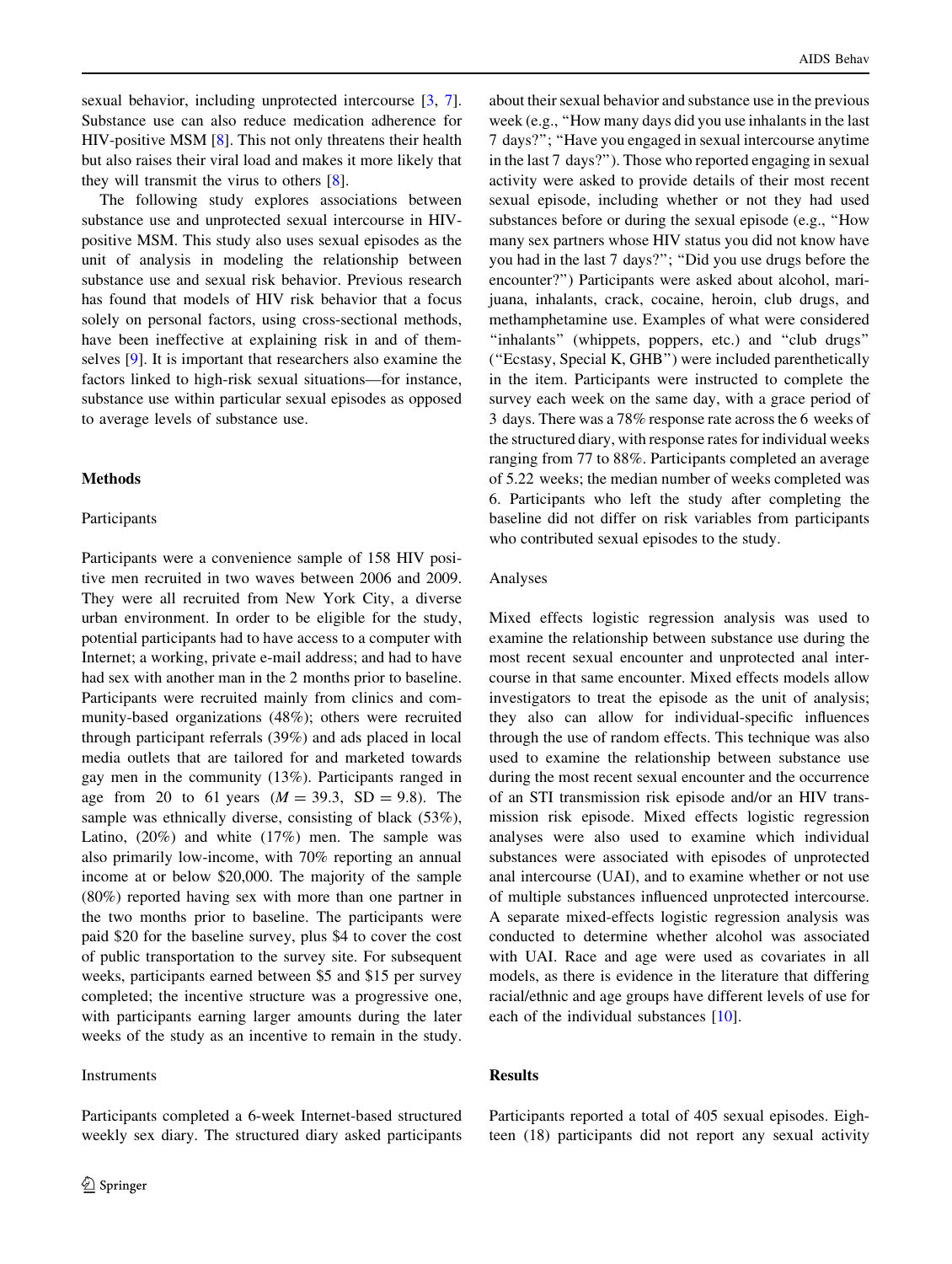sexual behavior, including unprotected intercourse [3, 7]. Substance use can also reduce medication adherence for HIV-positive MSM [8]. This not only threatens their health but also raises their viral load and makes it more likely that they will transmit the virus to others [8].

The following study explores associations between substance use and unprotected sexual intercourse in HIV-positive MSM. This study also uses sexual episodes as the unit of analysis in modeling the relationship between substance use and sexual risk behavior. Previous research has found that models of HIV risk behavior that a focus solely on personal factors, using cross-sectional methods, have been ineffective at explaining risk in and of themselves [9]. It is important that researchers also examine the factors linked to high-risk sexual situations—for instance, substance use within particular sexual episodes as opposed to average levels of substance use.

## Methods

### Participants

Participants were a convenience sample of 158 HIV positive men recruited in two waves between 2006 and 2009. They were all recruited from New York City, a diverse urban environment. In order to be eligible for the study, potential participants had to have access to a computer with Internet; a working, private e-mail address; and had to have had sex with another man in the 2 months prior to baseline. Participants were recruited mainly from clinics and community-based organizations (48%); others were recruited through participant referrals (39%) and ads placed in local media outlets that are tailored for and marketed towards gay men in the community (13%). Participants ranged in age from 20 to 61 years ($M = 39.3$, $SD = 9.8$). The sample was ethnically diverse, consisting of black (53%), Latino, (20%) and white (17%) men. The sample was also primarily low-income, with 70% reporting an annual income at or below $20,000. The majority of the sample (80%) reported having sex with more than one partner in the two months prior to baseline. The participants were paid $20 for the baseline survey, plus $4 to cover the cost of public transportation to the survey site. For subsequent weeks, participants earned between $5 and $15 per survey completed; the incentive structure was a progressive one, with participants earning larger amounts during the later weeks of the study as an incentive to remain in the study.

### Instruments

Participants completed a 6-week Internet-based structured weekly sex diary. The structured diary asked participants about their sexual behavior and substance use in the previous week (e.g., "How many days did you use inhalants in the last 7 days?"; "Have you engaged in sexual intercourse anytime in the last 7 days?"). Those who reported engaging in sexual activity were asked to provide details of their most recent sexual episode, including whether or not they had used substances before or during the sexual episode (e.g., "How many sex partners whose HIV status you did not know have you had in the last 7 days?"; "Did you use drugs before the encounter?") Participants were asked about alcohol, marijuana, inhalants, crack, cocaine, heroin, club drugs, and methamphetamine use. Examples of what were considered "inhalants" (whippets, poppers, etc.) and "club drugs" ("Ecstasy, Special K, GHB") were included parenthetically in the item. Participants were instructed to complete the survey each week on the same day, with a grace period of 3 days. There was a 78% response rate across the 6 weeks of the structured diary, with response rates for individual weeks ranging from 77 to 88%. Participants completed an average of 5.22 weeks; the median number of weeks completed was 6. Participants who left the study after completing the baseline did not differ on risk variables from participants who contributed sexual episodes to the study.

### Analyses

Mixed effects logistic regression analysis was used to examine the relationship between substance use during the most recent sexual encounter and unprotected anal intercourse in that same encounter. Mixed effects models allow investigators to treat the episode as the unit of analysis; they also can allow for individual-specific influences through the use of random effects. This technique was also used to examine the relationship between substance use during the most recent sexual encounter and the occurrence of an STI transmission risk episode and/or an HIV transmission risk episode. Mixed effects logistic regression analyses were also used to examine which individual substances were associated with episodes of unprotected anal intercourse (UAI), and to examine whether or not use of multiple substances influenced unprotected intercourse. A separate mixed-effects logistic regression analysis was conducted to determine whether alcohol was associated with UAI. Race and age were used as covariates in all models, as there is evidence in the literature that differing racial/ethnic and age groups have different levels of use for each of the individual substances [10].

## Results

Participants reported a total of 405 sexual episodes. Eighteen (18) participants did not report any sexual activity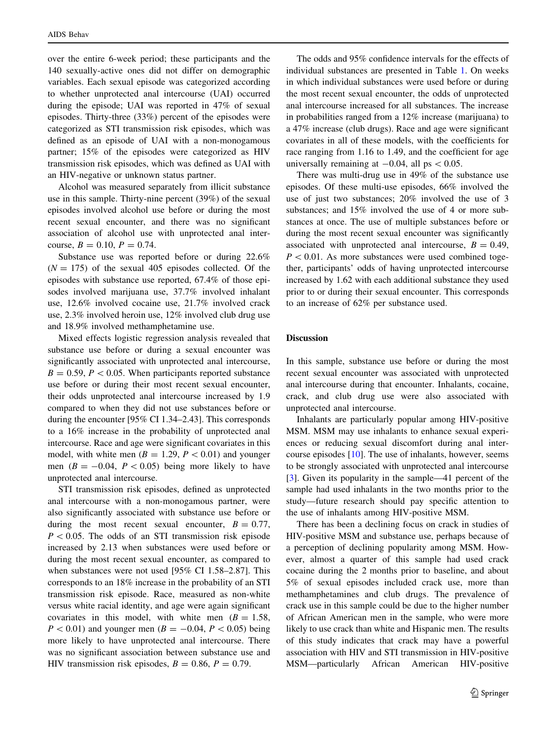over the entire 6-week period; these participants and the 140 sexually-active ones did not differ on demographic variables. Each sexual episode was categorized according to whether unprotected anal intercourse (UAI) occurred during the episode; UAI was reported in 47% of sexual episodes. Thirty-three (33%) percent of the episodes were categorized as STI transmission risk episodes, which was defined as an episode of UAI with a non-monogamous partner; 15% of the episodes were categorized as HIV transmission risk episodes, which was defined as UAI with an HIV-negative or unknown status partner.

Alcohol was measured separately from illicit substance use in this sample. Thirty-nine percent (39%) of the sexual episodes involved alcohol use before or during the most recent sexual encounter, and there was no significant association of alcohol use with unprotected anal intercourse, $B = 0.10$, $P = 0.74$.

Substance use was reported before or during 22.6% ($N = 175$) of the sexual 405 episodes collected. Of the episodes with substance use reported, 67.4% of those episodes involved marijuana use, 37.7% involved inhalant use, 12.6% involved cocaine use, 21.7% involved crack use, 2.3% involved heroin use, 12% involved club drug use and 18.9% involved methamphetamine use.

Mixed effects logistic regression analysis revealed that substance use before or during a sexual encounter was significantly associated with unprotected anal intercourse, $B = 0.59$, $P < 0.05$. When participants reported substance use before or during their most recent sexual encounter, their odds unprotected anal intercourse increased by 1.9 compared to when they did not use substances before or during the encounter [95% CI 1.34–2.43]. This corresponds to a 16% increase in the probability of unprotected anal intercourse. Race and age were significant covariates in this model, with white men ($B = 1.29$, $P < 0.01$) and younger men ($B = -0.04$, $P < 0.05$) being more likely to have unprotected anal intercourse.

STI transmission risk episodes, defined as unprotected anal intercourse with a non-monogamous partner, were also significantly associated with substance use before or during the most recent sexual encounter, $B = 0.77$, $P < 0.05$. The odds of an STI transmission risk episode increased by 2.13 when substances were used before or during the most recent sexual encounter, as compared to when substances were not used [95% CI 1.58–2.87]. This corresponds to an 18% increase in the probability of an STI transmission risk episode. Race, measured as non-white versus white racial identity, and age were again significant covariates in this model, with white men ($B = 1.58$, $P < 0.01$) and younger men ($B = -0.04$, $P < 0.05$) being more likely to have unprotected anal intercourse. There was no significant association between substance use and HIV transmission risk episodes, $B = 0.86$, $P = 0.79$.

The odds and 95% confidence intervals for the effects of individual substances are presented in Table 1. On weeks in which individual substances were used before or during the most recent sexual encounter, the odds of unprotected anal intercourse increased for all substances. The increase in probabilities ranged from a 12% increase (marijuana) to a 47% increase (club drugs). Race and age were significant covariates in all of these models, with the coefficients for race ranging from 1.16 to 1.49, and the coefficient for age universally remaining at $-0.04$, all ps $< 0.05$.

There was multi-drug use in 49% of the substance use episodes. Of these multi-use episodes, 66% involved the use of just two substances; 20% involved the use of 3 substances; and 15% involved the use of 4 or more substances at once. The use of multiple substances before or during the most recent sexual encounter was significantly associated with unprotected anal intercourse, $B = 0.49$, $P < 0.01$. As more substances were used combined together, participants' odds of having unprotected intercourse increased by 1.62 with each additional substance they used prior to or during their sexual encounter. This corresponds to an increase of 62% per substance used.

## Discussion

In this sample, substance use before or during the most recent sexual encounter was associated with unprotected anal intercourse during that encounter. Inhalants, cocaine, crack, and club drug use were also associated with unprotected anal intercourse.

Inhalants are particularly popular among HIV-positive MSM. MSM may use inhalants to enhance sexual experiences or reducing sexual discomfort during anal intercourse episodes [10]. The use of inhalants, however, seems to be strongly associated with unprotected anal intercourse [3]. Given its popularity in the sample—41 percent of the sample had used inhalants in the two months prior to the study—future research should pay specific attention to the use of inhalants among HIV-positive MSM.

There has been a declining focus on crack in studies of HIV-positive MSM and substance use, perhaps because of a perception of declining popularity among MSM. However, almost a quarter of this sample had used crack cocaine during the 2 months prior to baseline, and about 5% of sexual episodes included crack use, more than methamphetamines and club drugs. The prevalence of crack use in this sample could be due to the higher number of African American men in the sample, who were more likely to use crack than white and Hispanic men. The results of this study indicates that crack may have a powerful association with HIV and STI transmission in HIV-positive MSM—particularly African American HIV-positive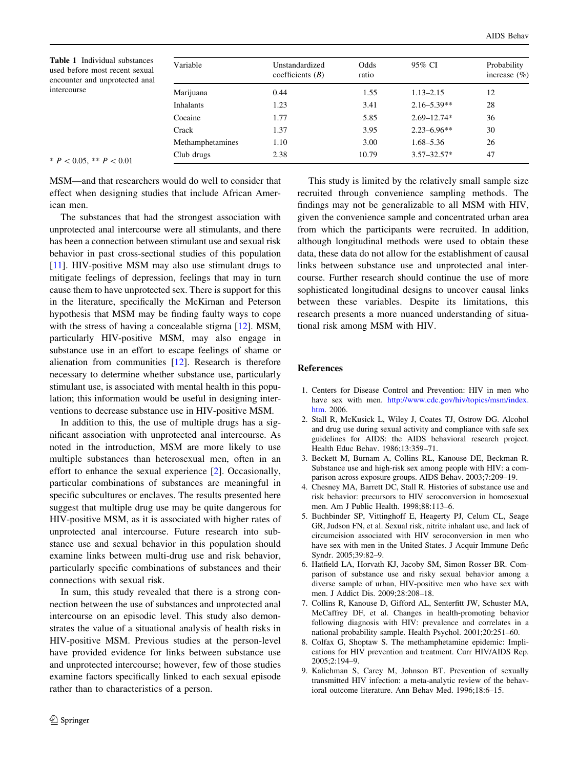**Table 1** Individual substances used before most recent sexual encounter and unprotected anal intercourse

| Variable | Unstandardized coefficients (*B*) | Odds ratio | 95% CI | Probability increase (%) |
|---|---|---|---|---|
| Marijuana | 0.44 | 1.55 | 1.13–2.15 | 12 |
| Inhalants | 1.23 | 3.41 | 2.16–5.39** | 28 |
| Cocaine | 1.77 | 5.85 | 2.69–12.74* | 36 |
| Crack | 1.37 | 3.95 | 2.23–6.96** | 30 |
| Methamphetamines | 1.10 | 3.00 | 1.68–5.36 | 26 |
| Club drugs | 2.38 | 10.79 | 3.57–32.57* | 47 |

* $P < 0.05$, ** $P < 0.01$

MSM—and that researchers would do well to consider that effect when designing studies that include African American men.

The substances that had the strongest association with unprotected anal intercourse were all stimulants, and there has been a connection between stimulant use and sexual risk behavior in past cross-sectional studies of this population [11]. HIV-positive MSM may also use stimulant drugs to mitigate feelings of depression, feelings that may in turn cause them to have unprotected sex. There is support for this in the literature, specifically the McKirnan and Peterson hypothesis that MSM may be finding faulty ways to cope with the stress of having a concealable stigma [12]. MSM, particularly HIV-positive MSM, may also engage in substance use in an effort to escape feelings of shame or alienation from communities [12]. Research is therefore necessary to determine whether substance use, particularly stimulant use, is associated with mental health in this population; this information would be useful in designing interventions to decrease substance use in HIV-positive MSM.

In addition to this, the use of multiple drugs has a significant association with unprotected anal intercourse. As noted in the introduction, MSM are more likely to use multiple substances than heterosexual men, often in an effort to enhance the sexual experience [2]. Occasionally, particular combinations of substances are meaningful in specific subcultures or enclaves. The results presented here suggest that multiple drug use may be quite dangerous for HIV-positive MSM, as it is associated with higher rates of unprotected anal intercourse. Future research into substance use and sexual behavior in this population should examine links between multi-drug use and risk behavior, particularly specific combinations of substances and their connections with sexual risk.

In sum, this study revealed that there is a strong connection between the use of substances and unprotected anal intercourse on an episodic level. This study also demonstrates the value of a situational analysis of health risks in HIV-positive MSM. Previous studies at the person-level have provided evidence for links between substance use and unprotected intercourse; however, few of those studies examine factors specifically linked to each sexual episode rather than to characteristics of a person.

This study is limited by the relatively small sample size recruited through convenience sampling methods. The findings may not be generalizable to all MSM with HIV, given the convenience sample and concentrated urban area from which the participants were recruited. In addition, although longitudinal methods were used to obtain these data, these data do not allow for the establishment of causal links between substance use and unprotected anal intercourse. Further research should continue the use of more sophisticated longitudinal designs to uncover causal links between these variables. Despite its limitations, this research presents a more nuanced understanding of situational risk among MSM with HIV.

## References

1. Centers for Disease Control and Prevention: HIV in men who have sex with men. http://www.cdc.gov/hiv/topics/msm/index.htm. 2006.
2. Stall R, McKusick L, Wiley J, Coates TJ, Ostrow DG. Alcohol and drug use during sexual activity and compliance with safe sex guidelines for AIDS: the AIDS behavioral research project. Health Educ Behav. 1986;13:359–71.
3. Beckett M, Burnam A, Collins RL, Kanouse DE, Beckman R. Substance use and high-risk sex among people with HIV: a comparison across exposure groups. AIDS Behav. 2003;7:209–19.
4. Chesney MA, Barrett DC, Stall R. Histories of substance use and risk behavior: precursors to HIV seroconversion in homosexual men. Am J Public Health. 1998;88:113–6.
5. Buchbinder SP, Vittinghoff E, Heagerty PJ, Celum CL, Seage GR, Judson FN, et al. Sexual risk, nitrite inhalant use, and lack of circumcision associated with HIV seroconversion in men who have sex with men in the United States. J Acquir Immune Defic Syndr. 2005;39:82–9.
6. Hatfield LA, Horvath KJ, Jacoby SM, Simon Rosser BR. Comparison of substance use and risky sexual behavior among a diverse sample of urban, HIV-positive men who have sex with men. J Addict Dis. 2009;28:208–18.
7. Collins R, Kanouse D, Gifford AL, Senterfitt JW, Schuster MA, McCaffrey DF, et al. Changes in health-promoting behavior following diagnosis with HIV: prevalence and correlates in a national probability sample. Health Psychol. 2001;20:251–60.
8. Colfax G, Shoptaw S. The methamphetamine epidemic: Implications for HIV prevention and treatment. Curr HIV/AIDS Rep. 2005;2:194–9.
9. Kalichman S, Carey M, Johnson BT. Prevention of sexually transmitted HIV infection: a meta-analytic review of the behavioral outcome literature. Ann Behav Med. 1996;18:6–15.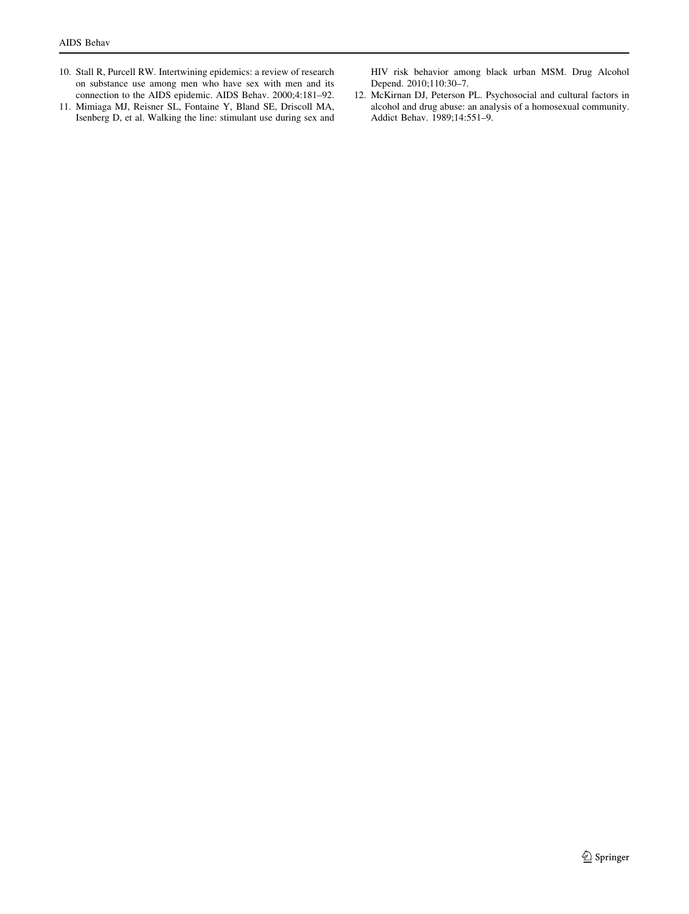10. Stall R, Purcell RW. Intertwining epidemics: a review of research on substance use among men who have sex with men and its connection to the AIDS epidemic. AIDS Behav. 2000;4:181–92.
11. Mimiaga MJ, Reisner SL, Fontaine Y, Bland SE, Driscoll MA, Isenberg D, et al. Walking the line: stimulant use during sex and HIV risk behavior among black urban MSM. Drug Alcohol Depend. 2010;110:30–7.
12. McKirnan DJ, Peterson PL. Psychosocial and cultural factors in alcohol and drug abuse: an analysis of a homosexual community. Addict Behav. 1989;14:551–9.